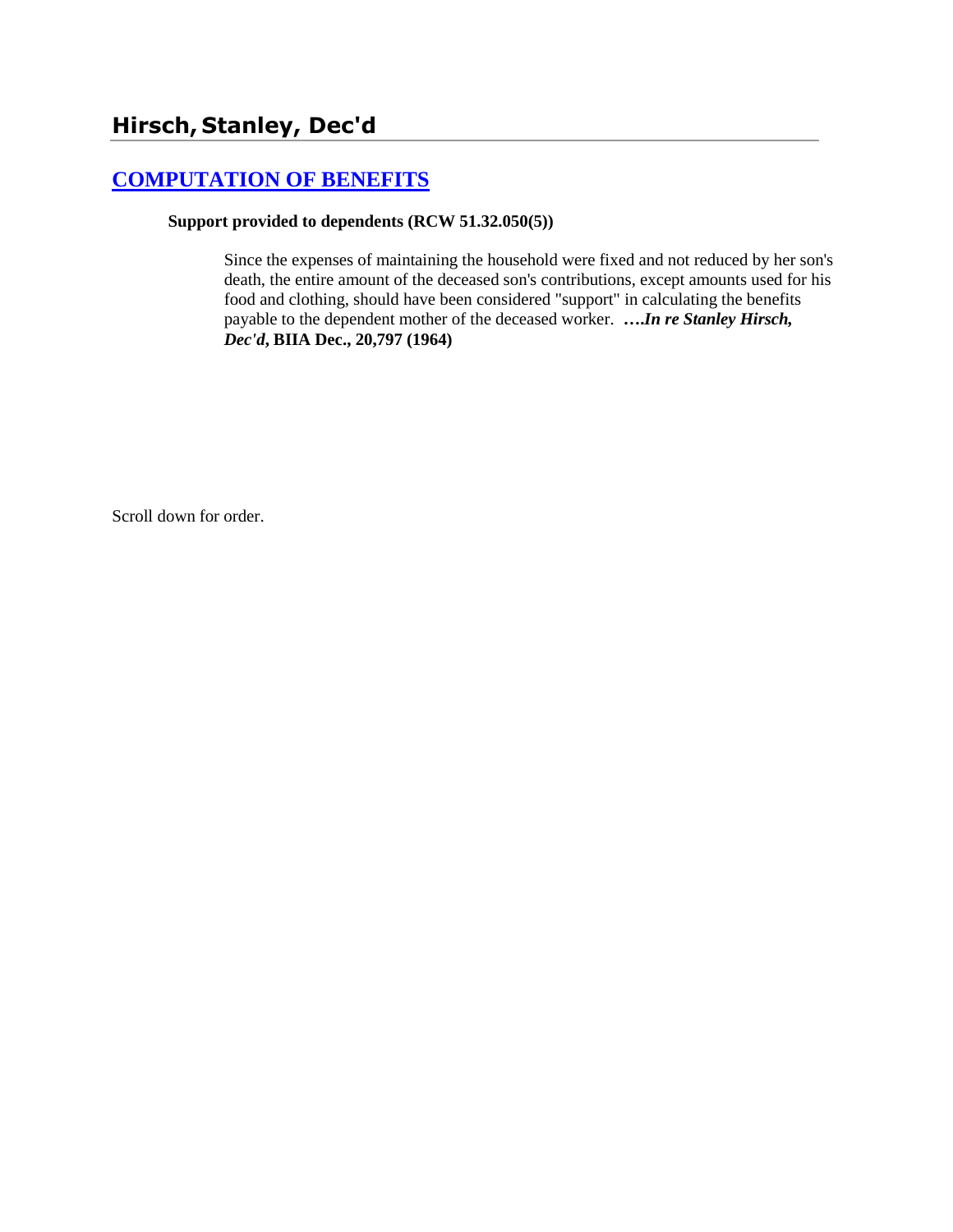## Hirsch, Stanley, Dec'd

### COMPUTATION OF BENEFITS

**Support provided to dependents (RCW 51.32.050(5))**

Since the expenses of maintaining the household were fixed and not reduced by her son's death, the entire amount of the deceased son's contributions, except amounts used for his food and clothing, should have been considered "support" in calculating the benefits payable to the dependent mother of the deceased worker. ***….In re Stanley Hirsch, Dec'd*, BIIA Dec., 20,797 (1964)**

Scroll down for order.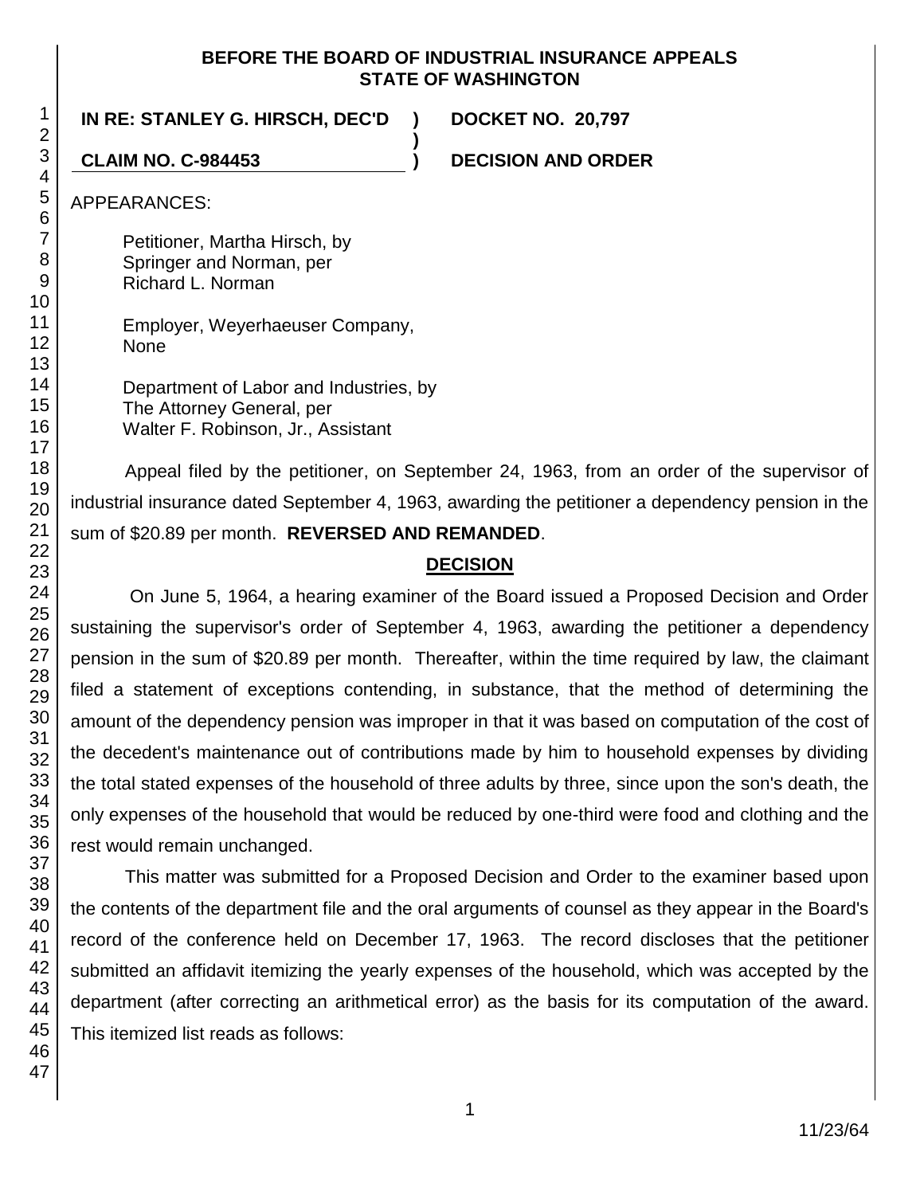**BEFORE THE BOARD OF INDUSTRIAL INSURANCE APPEALS STATE OF WASHINGTON**

**IN RE: STANLEY G. HIRSCH, DEC'D ) DOCKET NO. 20,797**
**)**
**CLAIM NO. C-984453 ) DECISION AND ORDER**

APPEARANCES:

Petitioner, Martha Hirsch, by
Springer and Norman, per
Richard L. Norman

Employer, Weyerhaeuser Company,
None

Department of Labor and Industries, by
The Attorney General, per
Walter F. Robinson, Jr., Assistant

Appeal filed by the petitioner, on September 24, 1963, from an order of the supervisor of industrial insurance dated September 4, 1963, awarding the petitioner a dependency pension in the sum of $20.89 per month. **REVERSED AND REMANDED**.

## DECISION

On June 5, 1964, a hearing examiner of the Board issued a Proposed Decision and Order sustaining the supervisor's order of September 4, 1963, awarding the petitioner a dependency pension in the sum of $20.89 per month. Thereafter, within the time required by law, the claimant filed a statement of exceptions contending, in substance, that the method of determining the amount of the dependency pension was improper in that it was based on computation of the cost of the decedent's maintenance out of contributions made by him to household expenses by dividing the total stated expenses of the household of three adults by three, since upon the son's death, the only expenses of the household that would be reduced by one-third were food and clothing and the rest would remain unchanged.

This matter was submitted for a Proposed Decision and Order to the examiner based upon the contents of the department file and the oral arguments of counsel as they appear in the Board's record of the conference held on December 17, 1963. The record discloses that the petitioner submitted an affidavit itemizing the yearly expenses of the household, which was accepted by the department (after correcting an arithmetical error) as the basis for its computation of the award. This itemized list reads as follows: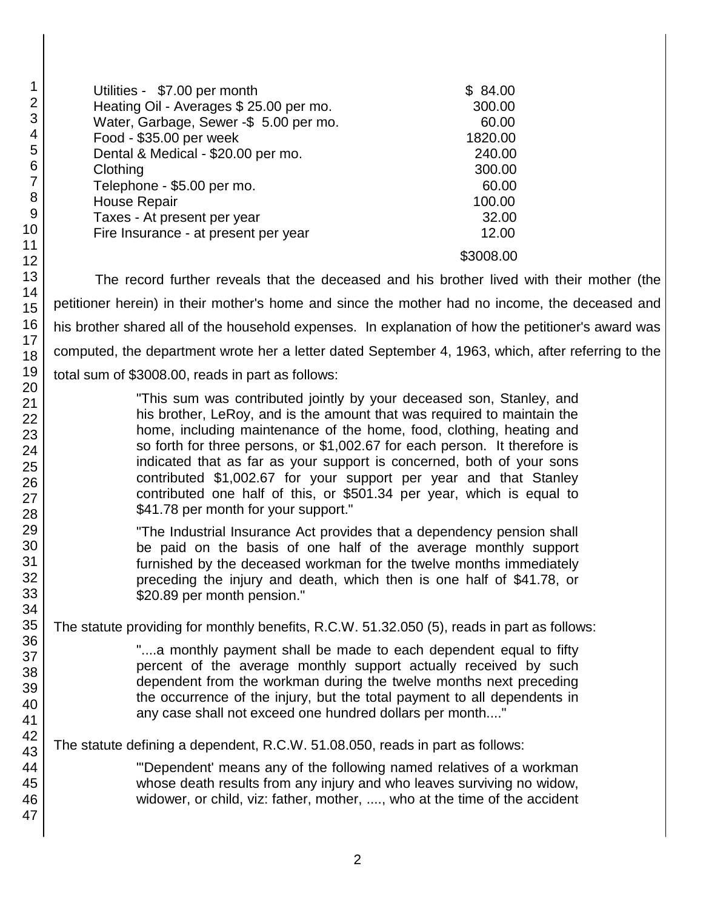| | |
|---|---|
| Utilities - $7.00 per month | $ 84.00 |
| Heating Oil - Averages $ 25.00 per mo. | 300.00 |
| Water, Garbage, Sewer -$ 5.00 per mo. | 60.00 |
| Food - $35.00 per week | 1820.00 |
| Dental & Medical - $20.00 per mo. | 240.00 |
| Clothing | 300.00 |
| Telephone - $5.00 per mo. | 60.00 |
| House Repair | 100.00 |
| Taxes - At present per year | 32.00 |
| Fire Insurance - at present per year | 12.00 |
| | $3008.00 |

The record further reveals that the deceased and his brother lived with their mother (the petitioner herein) in their mother's home and since the mother had no income, the deceased and his brother shared all of the household expenses. In explanation of how the petitioner's award was computed, the department wrote her a letter dated September 4, 1963, which, after referring to the total sum of $3008.00, reads in part as follows:

> "This sum was contributed jointly by your deceased son, Stanley, and his brother, LeRoy, and is the amount that was required to maintain the home, including maintenance of the home, food, clothing, heating and so forth for three persons, or $1,002.67 for each person. It therefore is indicated that as far as your support is concerned, both of your sons contributed $1,002.67 for your support per year and that Stanley contributed one half of this, or $501.34 per year, which is equal to $41.78 per month for your support."
>
> "The Industrial Insurance Act provides that a dependency pension shall be paid on the basis of one half of the average monthly support furnished by the deceased workman for the twelve months immediately preceding the injury and death, which then is one half of $41.78, or $20.89 per month pension."

The statute providing for monthly benefits, R.C.W. 51.32.050 (5), reads in part as follows:

> "....a monthly payment shall be made to each dependent equal to fifty percent of the average monthly support actually received by such dependent from the workman during the twelve months next preceding the occurrence of the injury, but the total payment to all dependents in any case shall not exceed one hundred dollars per month...."

The statute defining a dependent, R.C.W. 51.08.050, reads in part as follows:

> "'Dependent' means any of the following named relatives of a workman whose death results from any injury and who leaves surviving no widow, widower, or child, viz: father, mother, ...., who at the time of the accident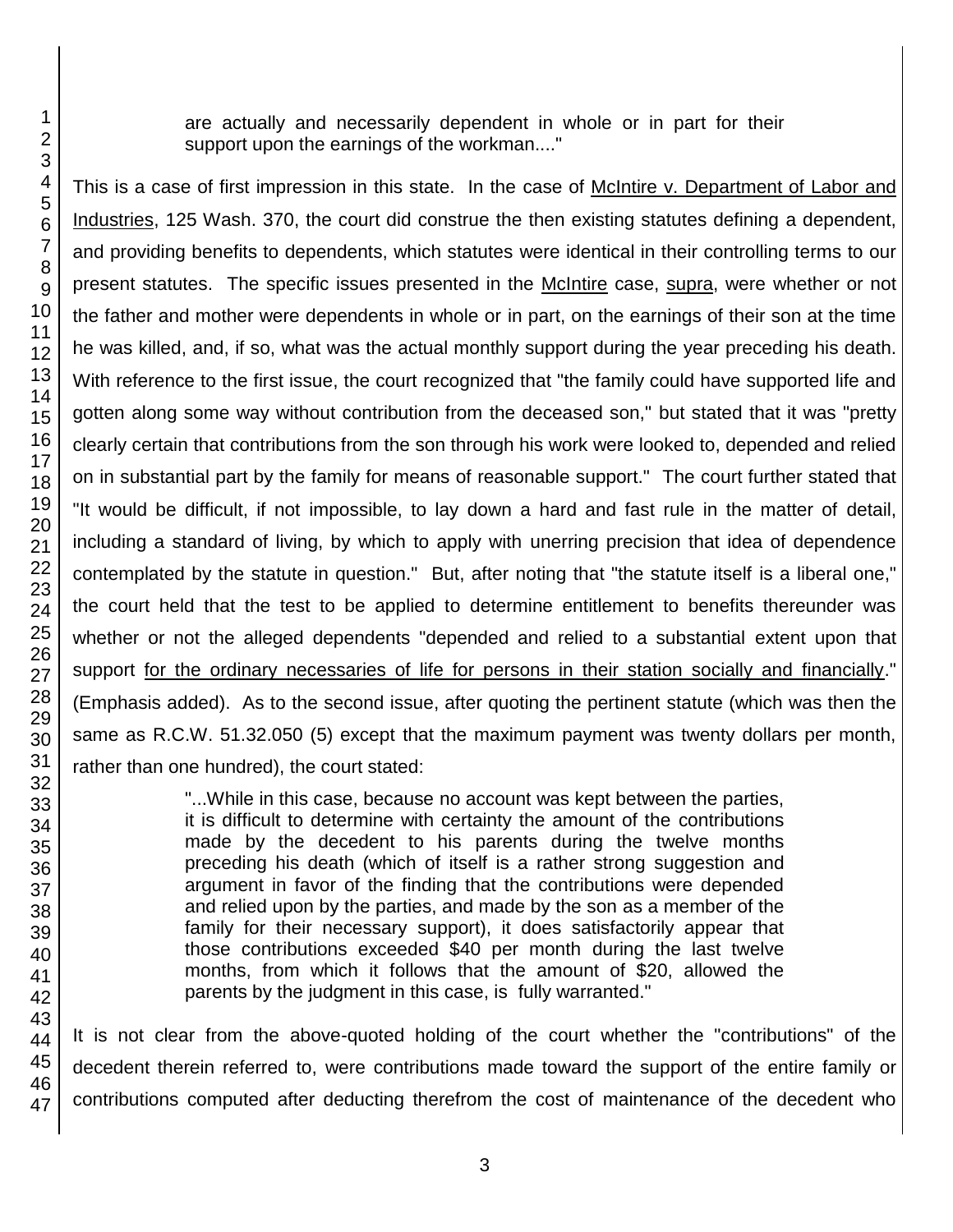> are actually and necessarily dependent in whole or in part for their support upon the earnings of the workman...."

This is a case of first impression in this state. In the case of McIntire v. Department of Labor and Industries, 125 Wash. 370, the court did construe the then existing statutes defining a dependent, and providing benefits to dependents, which statutes were identical in their controlling terms to our present statutes. The specific issues presented in the McIntire case, supra, were whether or not the father and mother were dependents in whole or in part, on the earnings of their son at the time he was killed, and, if so, what was the actual monthly support during the year preceding his death. With reference to the first issue, the court recognized that "the family could have supported life and gotten along some way without contribution from the deceased son," but stated that it was "pretty clearly certain that contributions from the son through his work were looked to, depended and relied on in substantial part by the family for means of reasonable support." The court further stated that "It would be difficult, if not impossible, to lay down a hard and fast rule in the matter of detail, including a standard of living, by which to apply with unerring precision that idea of dependence contemplated by the statute in question." But, after noting that "the statute itself is a liberal one," the court held that the test to be applied to determine entitlement to benefits thereunder was whether or not the alleged dependents "depended and relied to a substantial extent upon that support for the ordinary necessaries of life for persons in their station socially and financially." (Emphasis added). As to the second issue, after quoting the pertinent statute (which was then the same as R.C.W. 51.32.050 (5) except that the maximum payment was twenty dollars per month, rather than one hundred), the court stated:

> "...While in this case, because no account was kept between the parties, it is difficult to determine with certainty the amount of the contributions made by the decedent to his parents during the twelve months preceding his death (which of itself is a rather strong suggestion and argument in favor of the finding that the contributions were depended and relied upon by the parties, and made by the son as a member of the family for their necessary support), it does satisfactorily appear that those contributions exceeded $40 per month during the last twelve months, from which it follows that the amount of $20, allowed the parents by the judgment in this case, is fully warranted."

It is not clear from the above-quoted holding of the court whether the "contributions" of the decedent therein referred to, were contributions made toward the support of the entire family or contributions computed after deducting therefrom the cost of maintenance of the decedent who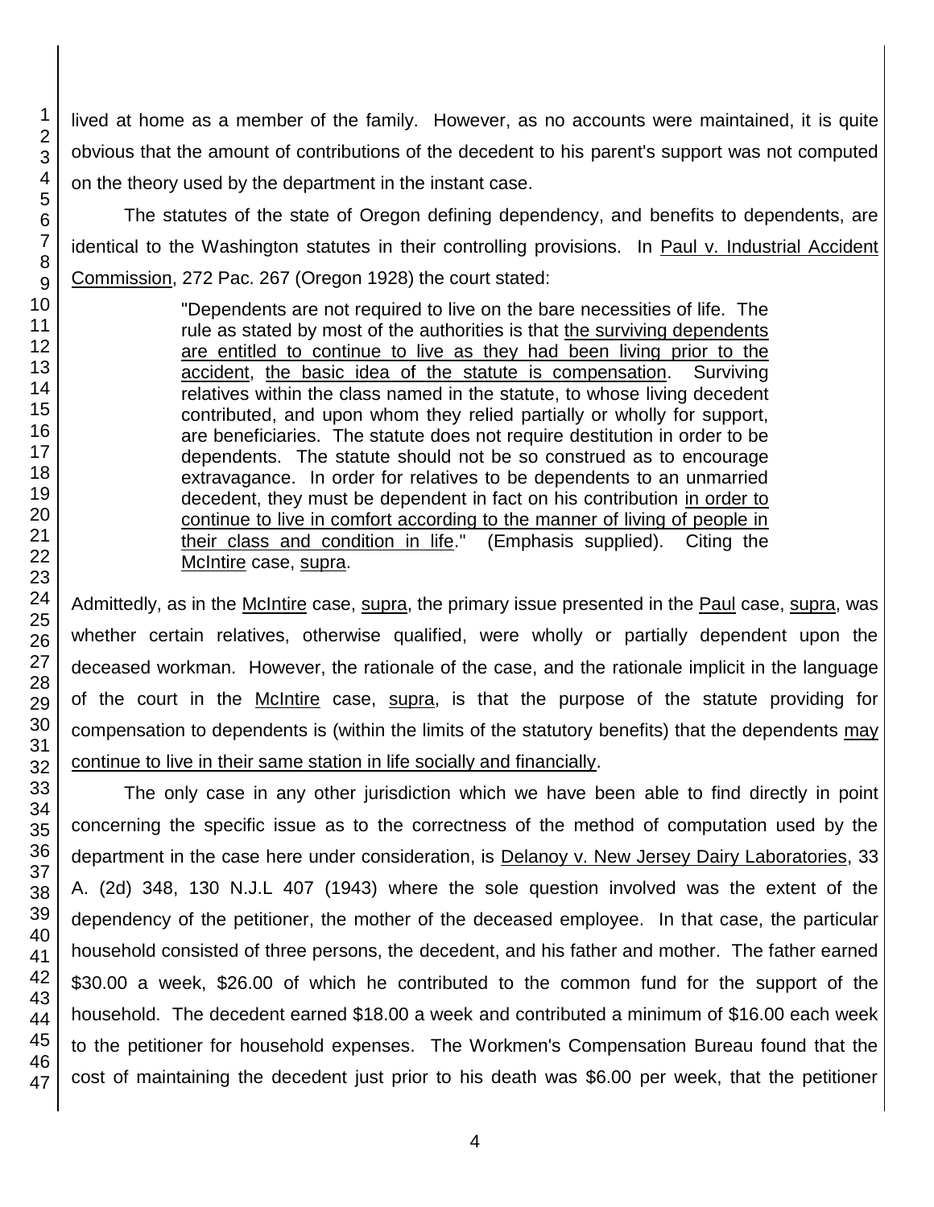lived at home as a member of the family. However, as no accounts were maintained, it is quite obvious that the amount of contributions of the decedent to his parent's support was not computed on the theory used by the department in the instant case.

The statutes of the state of Oregon defining dependency, and benefits to dependents, are identical to the Washington statutes in their controlling provisions. In Paul v. Industrial Accident Commission, 272 Pac. 267 (Oregon 1928) the court stated:

> "Dependents are not required to live on the bare necessities of life. The rule as stated by most of the authorities is that the surviving dependents are entitled to continue to live as they had been living prior to the accident, the basic idea of the statute is compensation. Surviving relatives within the class named in the statute, to whose living decedent contributed, and upon whom they relied partially or wholly for support, are beneficiaries. The statute does not require destitution in order to be dependents. The statute should not be so construed as to encourage extravagance. In order for relatives to be dependents to an unmarried decedent, they must be dependent in fact on his contribution in order to continue to live in comfort according to the manner of living of people in their class and condition in life." (Emphasis supplied). Citing the McIntire case, supra.

Admittedly, as in the McIntire case, supra, the primary issue presented in the Paul case, supra, was whether certain relatives, otherwise qualified, were wholly or partially dependent upon the deceased workman. However, the rationale of the case, and the rationale implicit in the language of the court in the McIntire case, supra, is that the purpose of the statute providing for compensation to dependents is (within the limits of the statutory benefits) that the dependents may continue to live in their same station in life socially and financially.

The only case in any other jurisdiction which we have been able to find directly in point concerning the specific issue as to the correctness of the method of computation used by the department in the case here under consideration, is Delanoy v. New Jersey Dairy Laboratories, 33 A. (2d) 348, 130 N.J.L 407 (1943) where the sole question involved was the extent of the dependency of the petitioner, the mother of the deceased employee. In that case, the particular household consisted of three persons, the decedent, and his father and mother. The father earned \$30.00 a week, \$26.00 of which he contributed to the common fund for the support of the household. The decedent earned \$18.00 a week and contributed a minimum of \$16.00 each week to the petitioner for household expenses. The Workmen's Compensation Bureau found that the cost of maintaining the decedent just prior to his death was \$6.00 per week, that the petitioner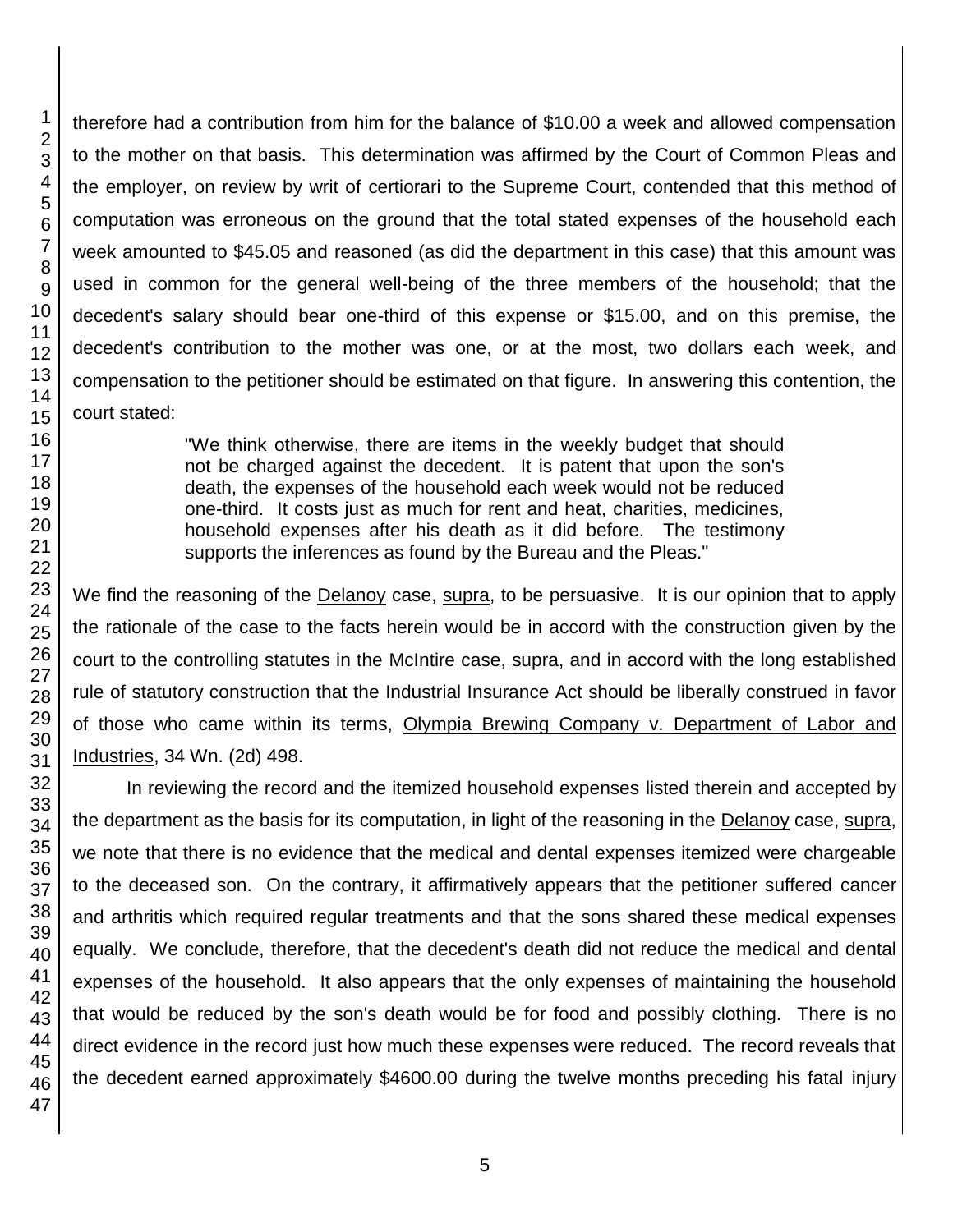therefore had a contribution from him for the balance of $10.00 a week and allowed compensation to the mother on that basis. This determination was affirmed by the Court of Common Pleas and the employer, on review by writ of certiorari to the Supreme Court, contended that this method of computation was erroneous on the ground that the total stated expenses of the household each week amounted to $45.05 and reasoned (as did the department in this case) that this amount was used in common for the general well-being of the three members of the household; that the decedent's salary should bear one-third of this expense or $15.00, and on this premise, the decedent's contribution to the mother was one, or at the most, two dollars each week, and compensation to the petitioner should be estimated on that figure. In answering this contention, the court stated:

> "We think otherwise, there are items in the weekly budget that should not be charged against the decedent. It is patent that upon the son's death, the expenses of the household each week would not be reduced one-third. It costs just as much for rent and heat, charities, medicines, household expenses after his death as it did before. The testimony supports the inferences as found by the Bureau and the Pleas."

We find the reasoning of the Delanoy case, supra, to be persuasive. It is our opinion that to apply the rationale of the case to the facts herein would be in accord with the construction given by the court to the controlling statutes in the McIntire case, supra, and in accord with the long established rule of statutory construction that the Industrial Insurance Act should be liberally construed in favor of those who came within its terms, Olympia Brewing Company v. Department of Labor and Industries, 34 Wn. (2d) 498.

In reviewing the record and the itemized household expenses listed therein and accepted by the department as the basis for its computation, in light of the reasoning in the Delanoy case, supra, we note that there is no evidence that the medical and dental expenses itemized were chargeable to the deceased son. On the contrary, it affirmatively appears that the petitioner suffered cancer and arthritis which required regular treatments and that the sons shared these medical expenses equally. We conclude, therefore, that the decedent's death did not reduce the medical and dental expenses of the household. It also appears that the only expenses of maintaining the household that would be reduced by the son's death would be for food and possibly clothing. There is no direct evidence in the record just how much these expenses were reduced. The record reveals that the decedent earned approximately $4600.00 during the twelve months preceding his fatal injury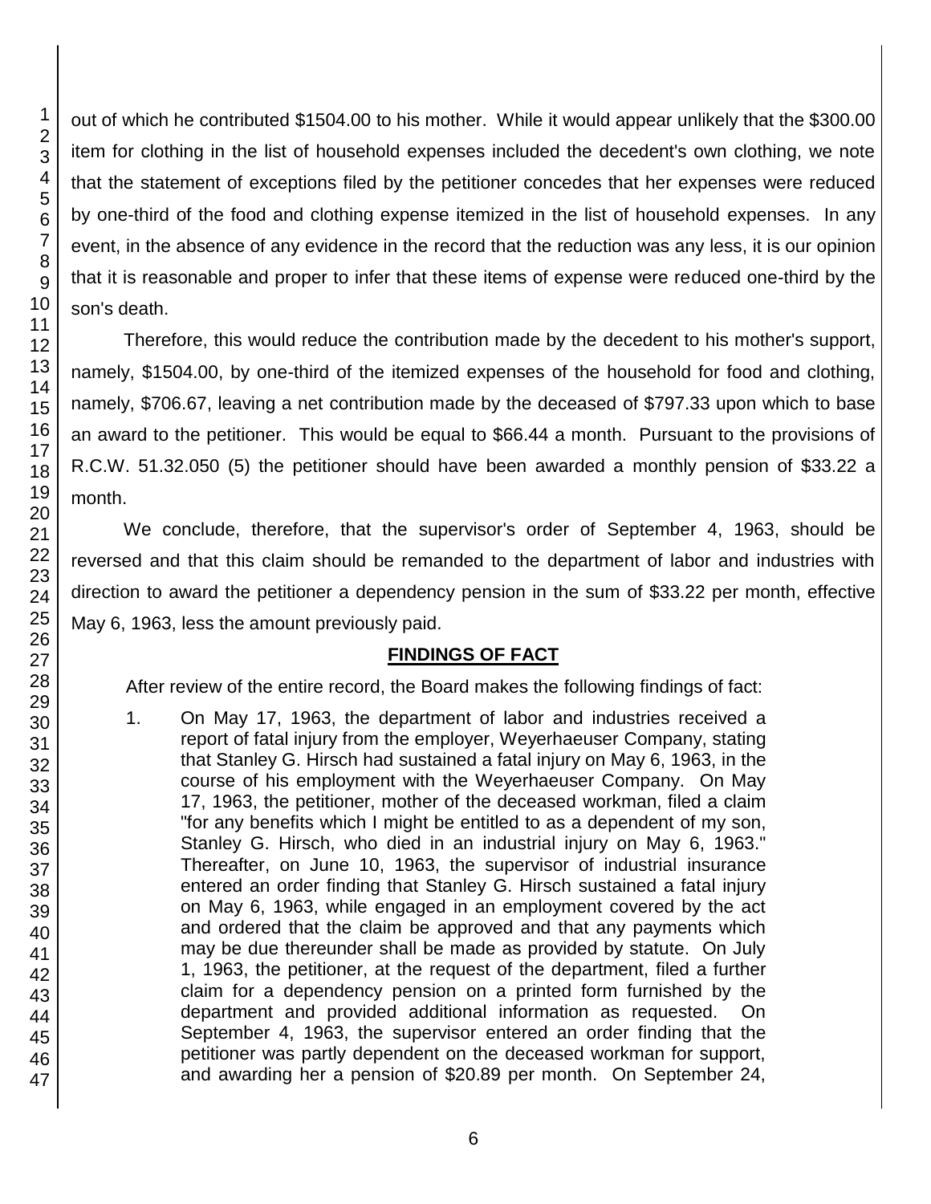out of which he contributed $1504.00 to his mother. While it would appear unlikely that the $300.00 item for clothing in the list of household expenses included the decedent's own clothing, we note that the statement of exceptions filed by the petitioner concedes that her expenses were reduced by one-third of the food and clothing expense itemized in the list of household expenses. In any event, in the absence of any evidence in the record that the reduction was any less, it is our opinion that it is reasonable and proper to infer that these items of expense were reduced one-third by the son's death.

Therefore, this would reduce the contribution made by the decedent to his mother's support, namely, $1504.00, by one-third of the itemized expenses of the household for food and clothing, namely, $706.67, leaving a net contribution made by the deceased of $797.33 upon which to base an award to the petitioner. This would be equal to $66.44 a month. Pursuant to the provisions of R.C.W. 51.32.050 (5) the petitioner should have been awarded a monthly pension of $33.22 a month.

We conclude, therefore, that the supervisor's order of September 4, 1963, should be reversed and that this claim should be remanded to the department of labor and industries with direction to award the petitioner a dependency pension in the sum of $33.22 per month, effective May 6, 1963, less the amount previously paid.

## FINDINGS OF FACT

After review of the entire record, the Board makes the following findings of fact:

1. On May 17, 1963, the department of labor and industries received a report of fatal injury from the employer, Weyerhaeuser Company, stating that Stanley G. Hirsch had sustained a fatal injury on May 6, 1963, in the course of his employment with the Weyerhaeuser Company. On May 17, 1963, the petitioner, mother of the deceased workman, filed a claim "for any benefits which I might be entitled to as a dependent of my son, Stanley G. Hirsch, who died in an industrial injury on May 6, 1963." Thereafter, on June 10, 1963, the supervisor of industrial insurance entered an order finding that Stanley G. Hirsch sustained a fatal injury on May 6, 1963, while engaged in an employment covered by the act and ordered that the claim be approved and that any payments which may be due thereunder shall be made as provided by statute. On July 1, 1963, the petitioner, at the request of the department, filed a further claim for a dependency pension on a printed form furnished by the department and provided additional information as requested. On September 4, 1963, the supervisor entered an order finding that the petitioner was partly dependent on the deceased workman for support, and awarding her a pension of $20.89 per month. On September 24,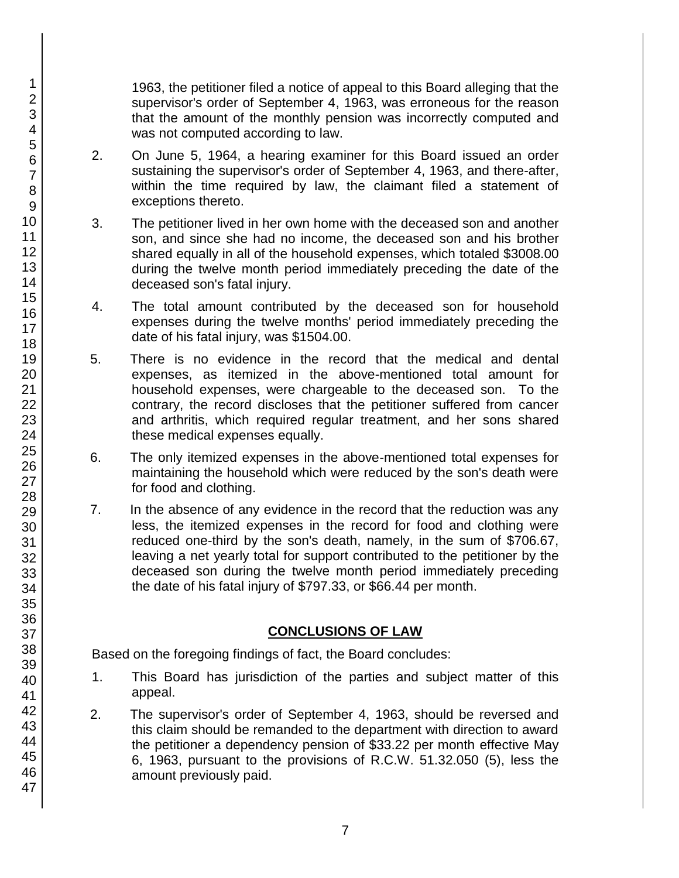1963, the petitioner filed a notice of appeal to this Board alleging that the supervisor's order of September 4, 1963, was erroneous for the reason that the amount of the monthly pension was incorrectly computed and was not computed according to law.

2. On June 5, 1964, a hearing examiner for this Board issued an order sustaining the supervisor's order of September 4, 1963, and there-after, within the time required by law, the claimant filed a statement of exceptions thereto.

3. The petitioner lived in her own home with the deceased son and another son, and since she had no income, the deceased son and his brother shared equally in all of the household expenses, which totaled $3008.00 during the twelve month period immediately preceding the date of the deceased son's fatal injury.

4. The total amount contributed by the deceased son for household expenses during the twelve months' period immediately preceding the date of his fatal injury, was $1504.00.

5. There is no evidence in the record that the medical and dental expenses, as itemized in the above-mentioned total amount for household expenses, were chargeable to the deceased son. To the contrary, the record discloses that the petitioner suffered from cancer and arthritis, which required regular treatment, and her sons shared these medical expenses equally.

6. The only itemized expenses in the above-mentioned total expenses for maintaining the household which were reduced by the son's death were for food and clothing.

7. In the absence of any evidence in the record that the reduction was any less, the itemized expenses in the record for food and clothing were reduced one-third by the son's death, namely, in the sum of $706.67, leaving a net yearly total for support contributed to the petitioner by the deceased son during the twelve month period immediately preceding the date of his fatal injury of $797.33, or $66.44 per month.

## CONCLUSIONS OF LAW

Based on the foregoing findings of fact, the Board concludes:

1. This Board has jurisdiction of the parties and subject matter of this appeal.

2. The supervisor's order of September 4, 1963, should be reversed and this claim should be remanded to the department with direction to award the petitioner a dependency pension of $33.22 per month effective May 6, 1963, pursuant to the provisions of R.C.W. 51.32.050 (5), less the amount previously paid.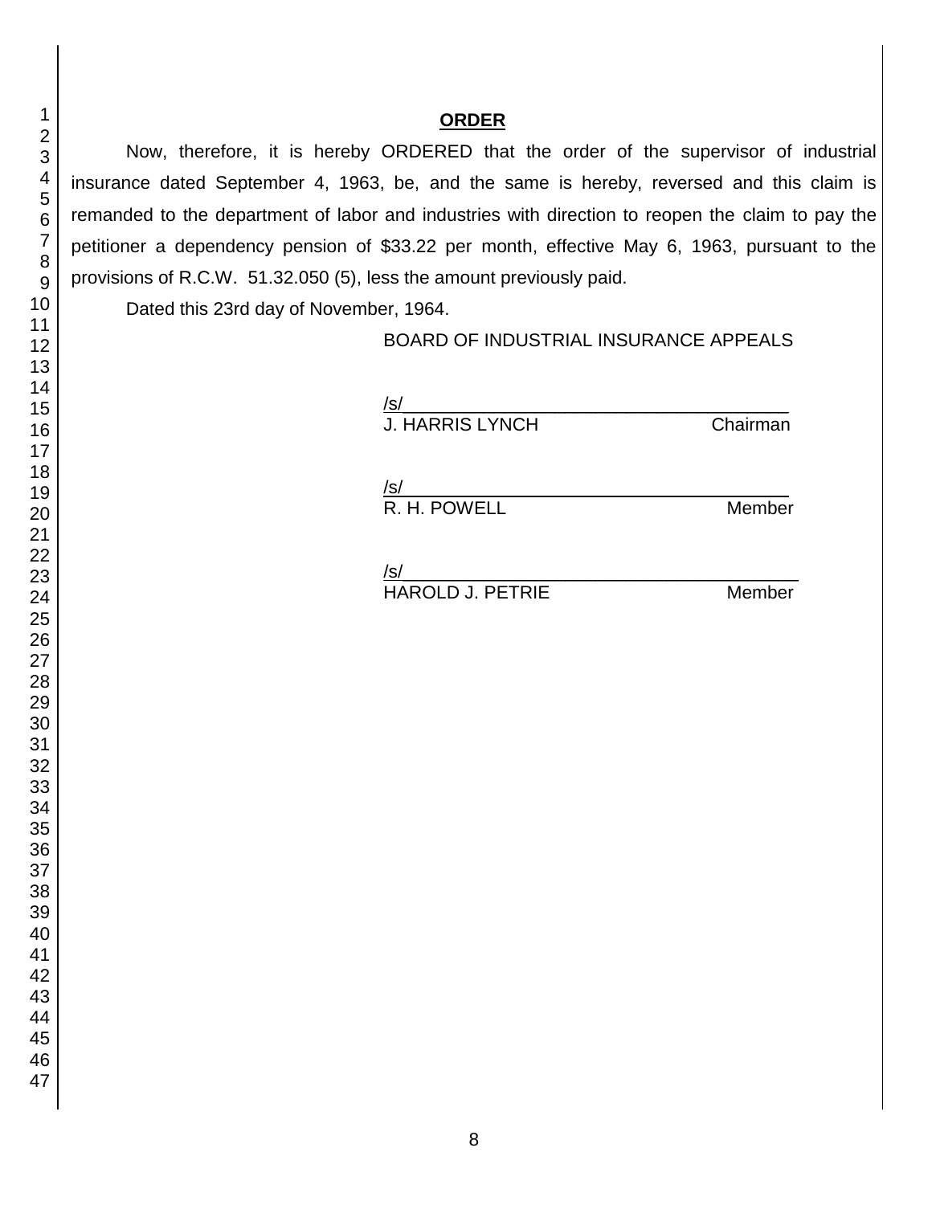## ORDER

Now, therefore, it is hereby ORDERED that the order of the supervisor of industrial insurance dated September 4, 1963, be, and the same is hereby, reversed and this claim is remanded to the department of labor and industries with direction to reopen the claim to pay the petitioner a dependency pension of $33.22 per month, effective May 6, 1963, pursuant to the provisions of R.C.W. 51.32.050 (5), less the amount previously paid.

Dated this 23rd day of November, 1964.

BOARD OF INDUSTRIAL INSURANCE APPEALS

/s/
J. HARRIS LYNCH Chairman

/s/
R. H. POWELL Member

/s/
HAROLD J. PETRIE Member